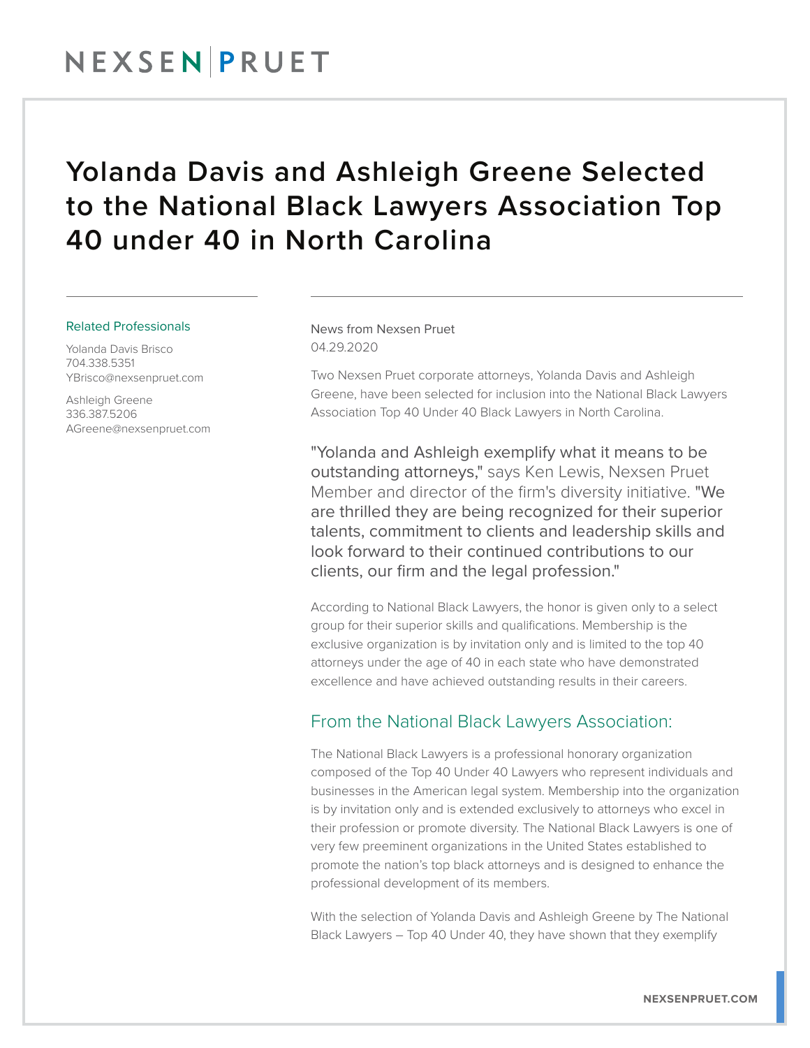# Yolanda Davis and Ashleigh Greene Selected to the National Black Lawyers Association Top 40 under 40 in North Carolina

Related Professionals

Yolanda Davis Brisco
704.338.5351
YBrisco@nexsenpruet.com

Ashleigh Greene
336.387.5206
AGreene@nexsenpruet.com

News from Nexsen Pruet
04.29.2020

Two Nexsen Pruet corporate attorneys, Yolanda Davis and Ashleigh Greene, have been selected for inclusion into the National Black Lawyers Association Top 40 Under 40 Black Lawyers in North Carolina.

"Yolanda and Ashleigh exemplify what it means to be outstanding attorneys," says Ken Lewis, Nexsen Pruet Member and director of the firm's diversity initiative. "We are thrilled they are being recognized for their superior talents, commitment to clients and leadership skills and look forward to their continued contributions to our clients, our firm and the legal profession."

According to National Black Lawyers, the honor is given only to a select group for their superior skills and qualifications. Membership is the exclusive organization is by invitation only and is limited to the top 40 attorneys under the age of 40 in each state who have demonstrated excellence and have achieved outstanding results in their careers.

## From the National Black Lawyers Association:

The National Black Lawyers is a professional honorary organization composed of the Top 40 Under 40 Lawyers who represent individuals and businesses in the American legal system. Membership into the organization is by invitation only and is extended exclusively to attorneys who excel in their profession or promote diversity. The National Black Lawyers is one of very few preeminent organizations in the United States established to promote the nation's top black attorneys and is designed to enhance the professional development of its members.

With the selection of Yolanda Davis and Ashleigh Greene by The National Black Lawyers – Top 40 Under 40, they have shown that they exemplify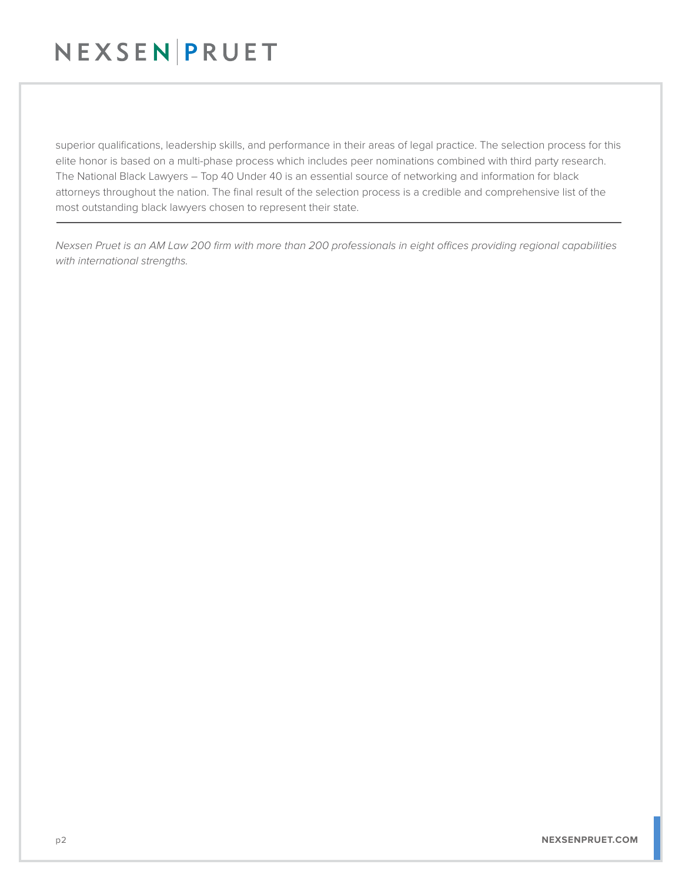superior qualifications, leadership skills, and performance in their areas of legal practice. The selection process for this elite honor is based on a multi-phase process which includes peer nominations combined with third party research. The National Black Lawyers – Top 40 Under 40 is an essential source of networking and information for black attorneys throughout the nation. The final result of the selection process is a credible and comprehensive list of the most outstanding black lawyers chosen to represent their state.

---

*Nexsen Pruet is an AM Law 200 firm with more than 200 professionals in eight offices providing regional capabilities with international strengths.*